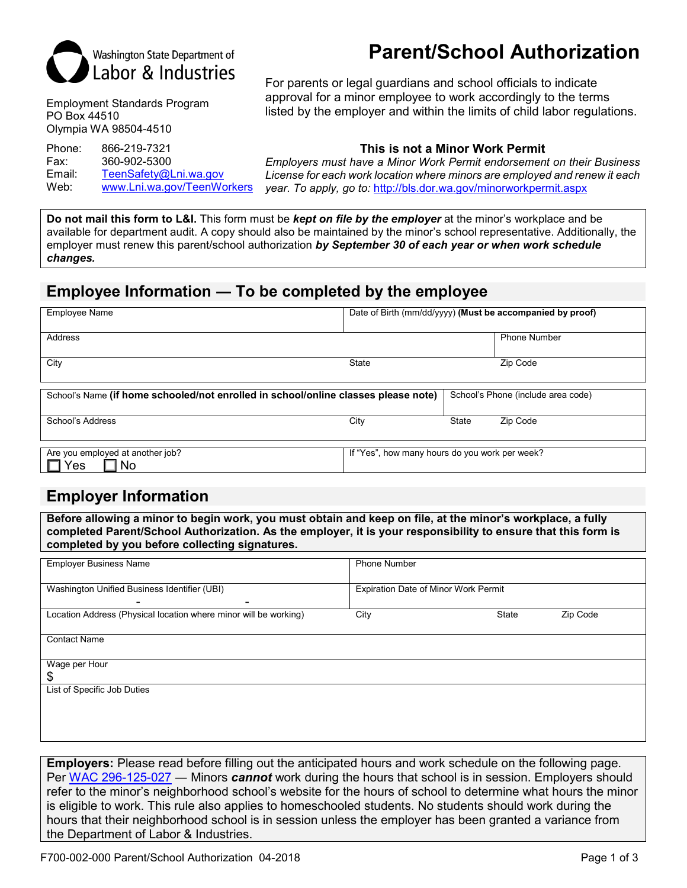Washington State Department of Labor & Industries

Employment Standards Program
PO Box 44510
Olympia WA 98504-4510

Phone: 866-219-7321
Fax: 360-902-5300
Email: TeenSafety@Lni.wa.gov
Web: www.Lni.wa.gov/TeenWorkers

# Parent/School Authorization

For parents or legal guardians and school officials to indicate approval for a minor employee to work accordingly to the terms listed by the employer and within the limits of child labor regulations.

**This is not a Minor Work Permit**

*Employers must have a Minor Work Permit endorsement on their Business License for each work location where minors are employed and renew it each year. To apply, go to:* http://bls.dor.wa.gov/minorworkpermit.aspx

**Do not mail this form to L&I.** This form must be ***kept on file by the employer*** at the minor's workplace and be available for department audit. A copy should also be maintained by the minor's school representative. Additionally, the employer must renew this parent/school authorization ***by September 30 of each year or when work schedule changes.***

## Employee Information — To be completed by the employee

| Employee Name | | Date of Birth (mm/dd/yyyy) **(Must be accompanied by proof)** | |
|---|---|---|---|
| Address | | | Phone Number |
| City | State | | Zip Code |

| School's Name **(if home schooled/not enrolled in school/online classes please note)** | | School's Phone (include area code) | |
|---|---|---|---|
| School's Address | City | State | Zip Code |

| Are you employed at another job? ☐ Yes ☐ No | If "Yes", how many hours do you work per week? |
|---|---|

## Employer Information

**Before allowing a minor to begin work, you must obtain and keep on file, at the minor's workplace, a fully completed Parent/School Authorization. As the employer, it is your responsibility to ensure that this form is completed by you before collecting signatures.**

| Employer Business Name | Phone Number | | |
|---|---|---|---|
| Washington Unified Business Identifier (UBI) - - | Expiration Date of Minor Work Permit | | |
| Location Address (Physical location where minor will be working) | City | State | Zip Code |
| Contact Name | | | |
| Wage per Hour $ | | | |
| List of Specific Job Duties | | | |

**Employers:** Please read before filling out the anticipated hours and work schedule on the following page. Per WAC 296-125-027 — Minors ***cannot*** work during the hours that school is in session. Employers should refer to the minor's neighborhood school's website for the hours of school to determine what hours the minor is eligible to work. This rule also applies to homeschooled students. No students should work during the hours that their neighborhood school is in session unless the employer has been granted a variance from the Department of Labor & Industries.

F700-002-000 Parent/School Authorization 04-2018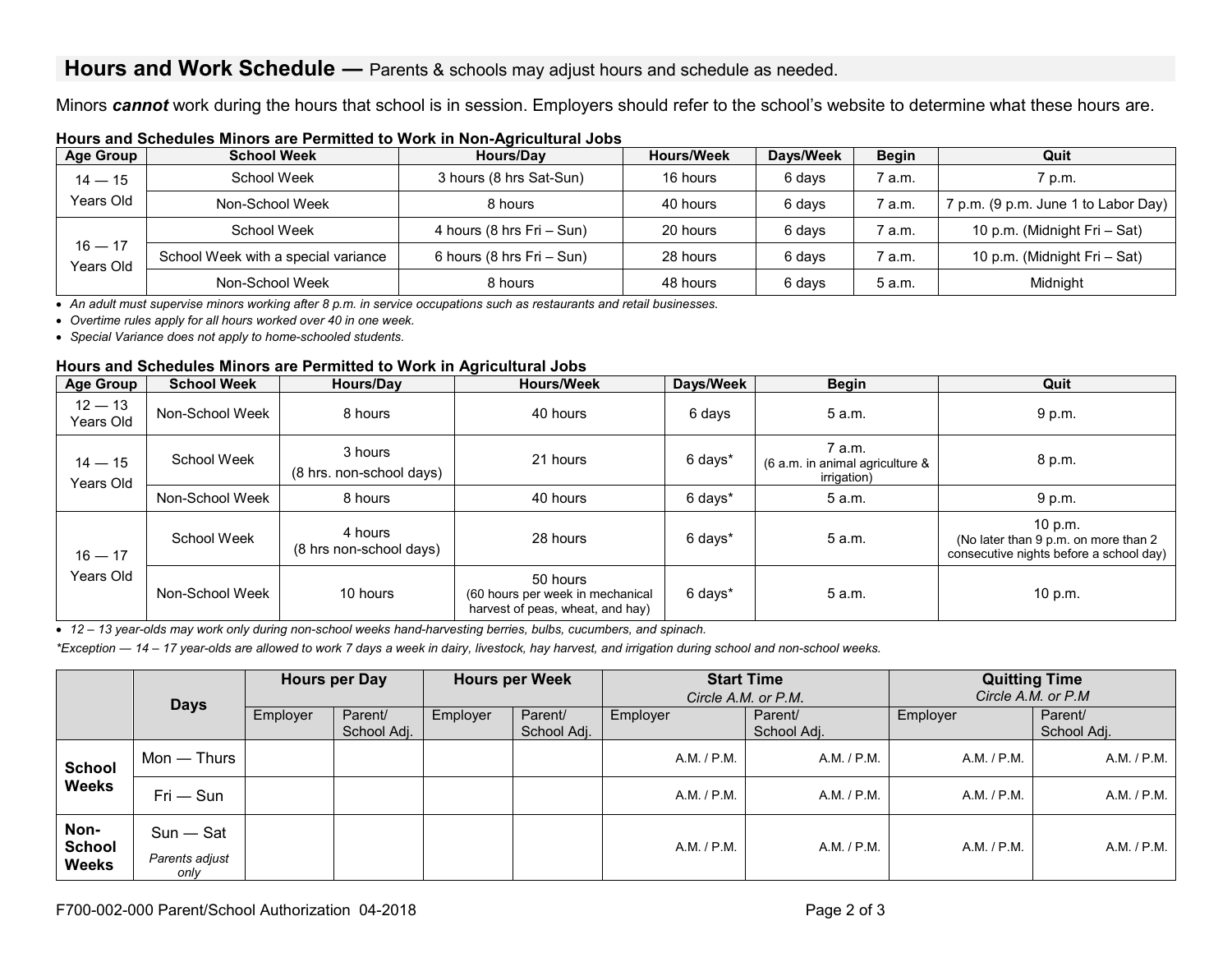## Hours and Work Schedule — Parents & schools may adjust hours and schedule as needed.

Minors ***cannot*** work during the hours that school is in session. Employers should refer to the school's website to determine what these hours are.

**Hours and Schedules Minors are Permitted to Work in Non-Agricultural Jobs**

| Age Group | School Week | Hours/Day | Hours/Week | Days/Week | Begin | Quit |
|---|---|---|---|---|---|---|
| 14 — 15 Years Old | School Week | 3 hours (8 hrs Sat-Sun) | 16 hours | 6 days | 7 a.m. | 7 p.m. |
| | Non-School Week | 8 hours | 40 hours | 6 days | 7 a.m. | 7 p.m. (9 p.m. June 1 to Labor Day) |
| 16 — 17 Years Old | School Week | 4 hours (8 hrs Fri – Sun) | 20 hours | 6 days | 7 a.m. | 10 p.m. (Midnight Fri – Sat) |
| | School Week with a special variance | 6 hours (8 hrs Fri – Sun) | 28 hours | 6 days | 7 a.m. | 10 p.m. (Midnight Fri – Sat) |
| | Non-School Week | 8 hours | 48 hours | 6 days | 5 a.m. | Midnight |

- *An adult must supervise minors working after 8 p.m. in service occupations such as restaurants and retail businesses.*
- *Overtime rules apply for all hours worked over 40 in one week.*
- *Special Variance does not apply to home-schooled students.*

**Hours and Schedules Minors are Permitted to Work in Agricultural Jobs**

| Age Group | School Week | Hours/Day | Hours/Week | Days/Week | Begin | Quit |
|---|---|---|---|---|---|---|
| 12 — 13 Years Old | Non-School Week | 8 hours | 40 hours | 6 days | 5 a.m. | 9 p.m. |
| 14 — 15 Years Old | School Week | 3 hours (8 hrs. non-school days) | 21 hours | 6 days* | 7 a.m. (6 a.m. in animal agriculture & irrigation) | 8 p.m. |
| | Non-School Week | 8 hours | 40 hours | 6 days* | 5 a.m. | 9 p.m. |
| 16 — 17 Years Old | School Week | 4 hours (8 hrs non-school days) | 28 hours | 6 days* | 5 a.m. | 10 p.m. (No later than 9 p.m. on more than 2 consecutive nights before a school day) |
| | Non-School Week | 10 hours | 50 hours (60 hours per week in mechanical harvest of peas, wheat, and hay) | 6 days* | 5 a.m. | 10 p.m. |

- *12 – 13 year-olds may work only during non-school weeks hand-harvesting berries, bulbs, cucumbers, and spinach.*

**Exception — 14 – 17 year-olds are allowed to work 7 days a week in dairy, livestock, hay harvest, and irrigation during school and non-school weeks.*

| | Days | Hours per Day | | Hours per Week | | Start Time *Circle A.M. or P.M.* | | Quitting Time *Circle A.M. or P.M* | |
|---|---|---|---|---|---|---|---|---|---|
| | | Employer | Parent/ School Adj. | Employer | Parent/ School Adj. | Employer | Parent/ School Adj. | Employer | Parent/ School Adj. |
| **School Weeks** | Mon — Thurs | | | | | A.M. / P.M. | A.M. / P.M. | A.M. / P.M. | A.M. / P.M. |
| | Fri — Sun | | | | | A.M. / P.M. | A.M. / P.M. | A.M. / P.M. | A.M. / P.M. |
| **Non-School Weeks** | Sun — Sat *Parents adjust only* | | | | | A.M. / P.M. | A.M. / P.M. | A.M. / P.M. | A.M. / P.M. |

F700-002-000 Parent/School Authorization 04-2018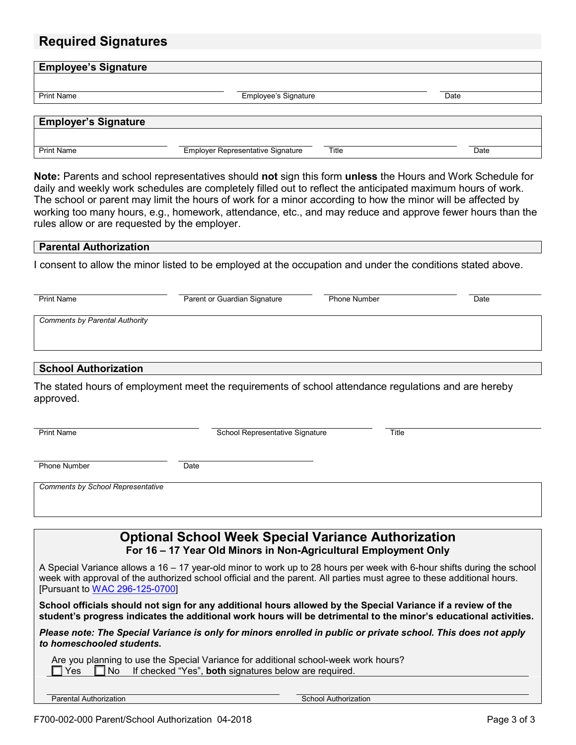## Required Signatures

### Employee's Signature

| Print Name | Employee's Signature | Date |
|---|---|---|
| | | |

### Employer's Signature

| Print Name | Employer Representative Signature | Title | Date |
|---|---|---|---|
| | | | |

**Note:** Parents and school representatives should **not** sign this form **unless** the Hours and Work Schedule for daily and weekly work schedules are completely filled out to reflect the anticipated maximum hours of work. The school or parent may limit the hours of work for a minor according to how the minor will be affected by working too many hours, e.g., homework, attendance, etc., and may reduce and approve fewer hours than the rules allow or are requested by the employer.

### Parental Authorization

I consent to allow the minor listed to be employed at the occupation and under the conditions stated above.

| Print Name | Parent or Guardian Signature | Phone Number | Date |
|---|---|---|---|
| | | | |

*Comments by Parental Authority*

### School Authorization

The stated hours of employment meet the requirements of school attendance regulations and are hereby approved.

| Print Name | School Representative Signature | Title |
|---|---|---|
| | | |

| Phone Number | Date |
|---|---|
| | |

*Comments by School Representative*

## Optional School Week Special Variance Authorization

**For 16 – 17 Year Old Minors in Non-Agricultural Employment Only**

A Special Variance allows a 16 – 17 year-old minor to work up to 28 hours per week with 6-hour shifts during the school week with approval of the authorized school official and the parent. All parties must agree to these additional hours. [Pursuant to WAC 296-125-0700]

**School officials should not sign for any additional hours allowed by the Special Variance if a review of the student's progress indicates the additional work hours will be detrimental to the minor's educational activities.**

***Please note: The Special Variance is only for minors enrolled in public or private school. This does not apply to homeschooled students.***

Are you planning to use the Special Variance for additional school-week work hours?
☐ Yes ☐ No If checked "Yes", **both** signatures below are required.

| Parental Authorization | School Authorization |
|---|---|
| | |

F700-002-000 Parent/School Authorization 04-2018